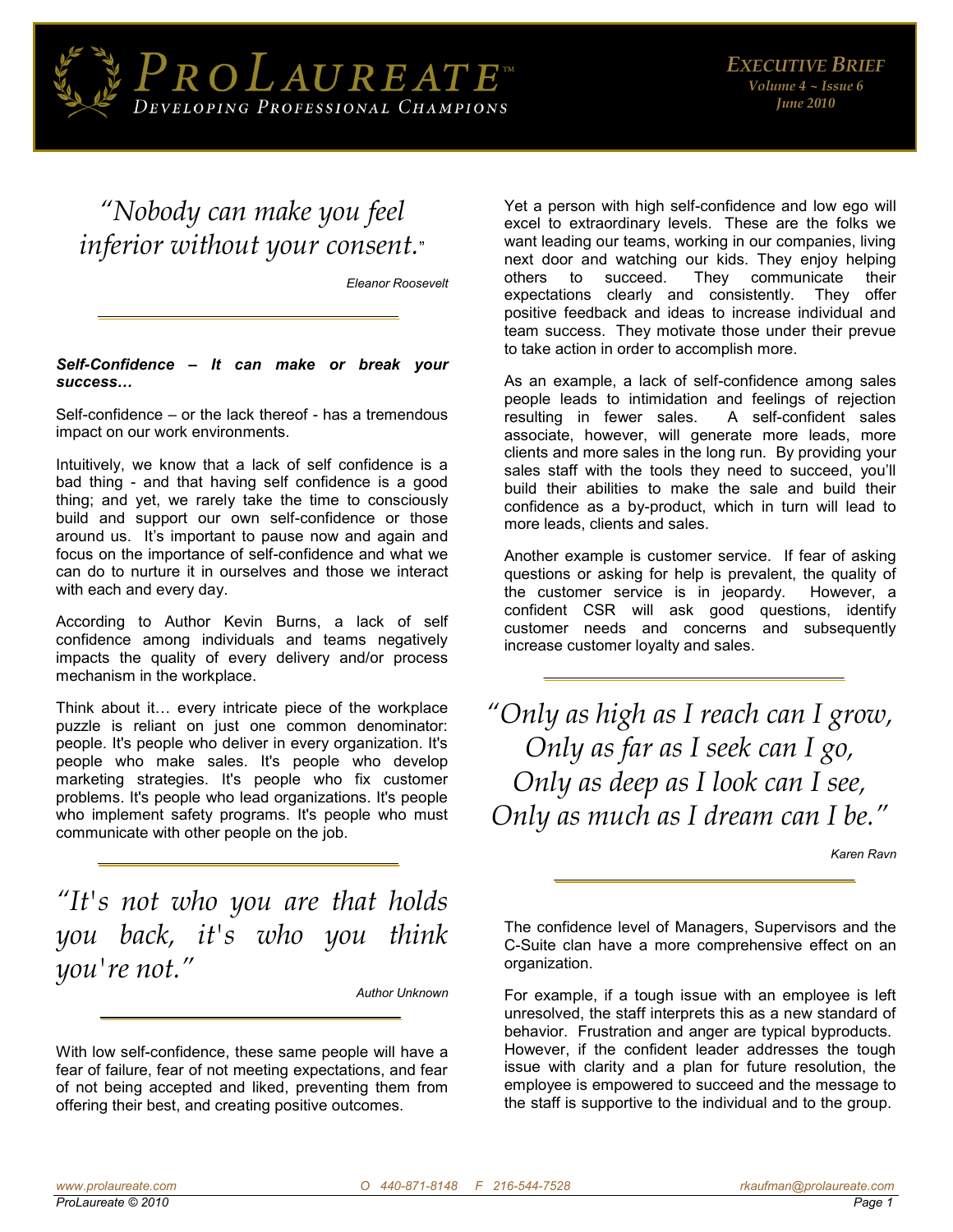# ProLaureate™

Developing Professional Champions

**Executive Brief**
*Volume 4 ~ Issue 6*
*June 2010*

> *"Nobody can make you feel inferior without your consent."*
>
> *Eleanor Roosevelt*

***Self-Confidence – It can make or break your success…***

Self-confidence – or the lack thereof - has a tremendous impact on our work environments.

Intuitively, we know that a lack of self confidence is a bad thing - and that having self confidence is a good thing; and yet, we rarely take the time to consciously build and support our own self-confidence or those around us. It's important to pause now and again and focus on the importance of self-confidence and what we can do to nurture it in ourselves and those we interact with each and every day.

According to Author Kevin Burns, a lack of self confidence among individuals and teams negatively impacts the quality of every delivery and/or process mechanism in the workplace.

Think about it… every intricate piece of the workplace puzzle is reliant on just one common denominator: people. It's people who deliver in every organization. It's people who make sales. It's people who develop marketing strategies. It's people who fix customer problems. It's people who lead organizations. It's people who implement safety programs. It's people who must communicate with other people on the job.

> *"It's not who you are that holds you back, it's who you think you're not."*
>
> *Author Unknown*

With low self-confidence, these same people will have a fear of failure, fear of not meeting expectations, and fear of not being accepted and liked, preventing them from offering their best, and creating positive outcomes.

Yet a person with high self-confidence and low ego will excel to extraordinary levels. These are the folks we want leading our teams, working in our companies, living next door and watching our kids. They enjoy helping others to succeed. They communicate their expectations clearly and consistently. They offer positive feedback and ideas to increase individual and team success. They motivate those under their prevue to take action in order to accomplish more.

As an example, a lack of self-confidence among sales people leads to intimidation and feelings of rejection resulting in fewer sales. A self-confident sales associate, however, will generate more leads, more clients and more sales in the long run. By providing your sales staff with the tools they need to succeed, you'll build their abilities to make the sale and build their confidence as a by-product, which in turn will lead to more leads, clients and sales.

Another example is customer service. If fear of asking questions or asking for help is prevalent, the quality of the customer service is in jeopardy. However, a confident CSR will ask good questions, identify customer needs and concerns and subsequently increase customer loyalty and sales.

> *"Only as high as I reach can I grow,*
> *Only as far as I seek can I go,*
> *Only as deep as I look can I see,*
> *Only as much as I dream can I be."*
>
> *Karen Ravn*

The confidence level of Managers, Supervisors and the C-Suite clan have a more comprehensive effect on an organization.

For example, if a tough issue with an employee is left unresolved, the staff interprets this as a new standard of behavior. Frustration and anger are typical byproducts. However, if the confident leader addresses the tough issue with clarity and a plan for future resolution, the employee is empowered to succeed and the message to the staff is supportive to the individual and to the group.

*www.prolaureate.com*  *O 440-871-8148  F 216-544-7528*  *rkaufman@prolaureate.com*

*ProLaureate © 2010*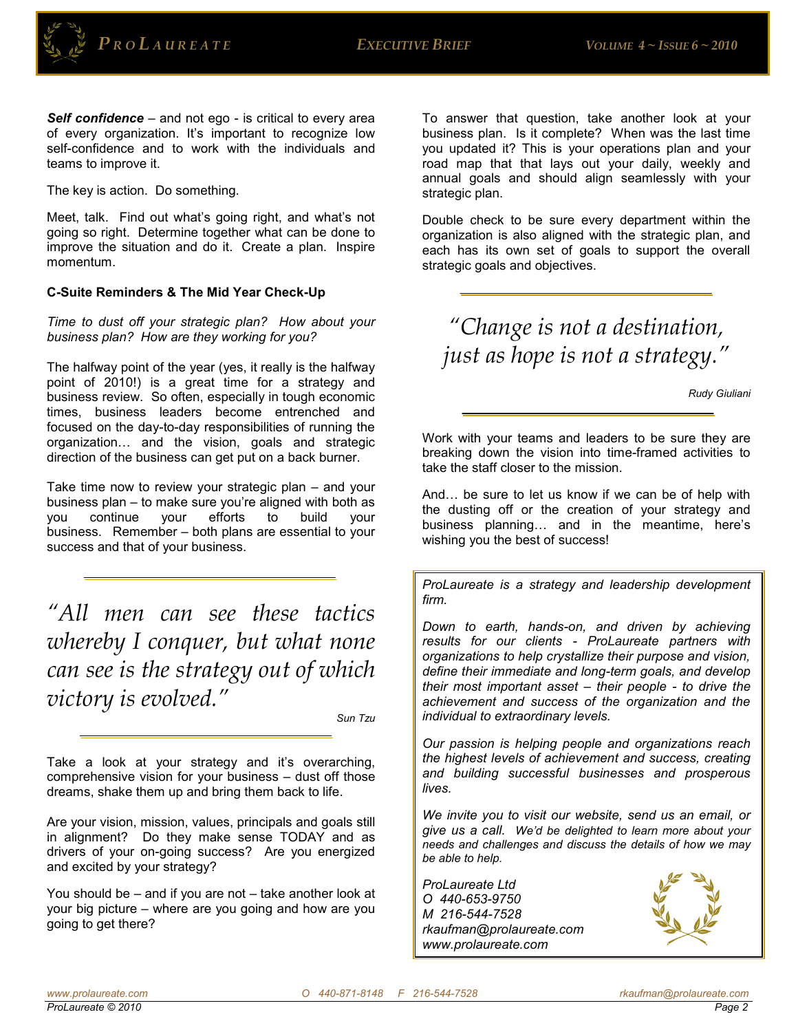***Self confidence*** – and not ego - is critical to every area of every organization. It's important to recognize low self-confidence and to work with the individuals and teams to improve it.

The key is action. Do something.

Meet, talk. Find out what's going right, and what's not going so right. Determine together what can be done to improve the situation and do it. Create a plan. Inspire momentum.

**C-Suite Reminders & The Mid Year Check-Up**

*Time to dust off your strategic plan? How about your business plan? How are they working for you?*

The halfway point of the year (yes, it really is the halfway point of 2010!) is a great time for a strategy and business review. So often, especially in tough economic times, business leaders become entrenched and focused on the day-to-day responsibilities of running the organization… and the vision, goals and strategic direction of the business can get put on a back burner.

Take time now to review your strategic plan – and your business plan – to make sure you're aligned with both as you continue your efforts to build your business. Remember – both plans are essential to your success and that of your business.

> *"All men can see these tactics whereby I conquer, but what none can see is the strategy out of which victory is evolved."*
>
> *Sun Tzu*

Take a look at your strategy and it's overarching, comprehensive vision for your business – dust off those dreams, shake them up and bring them back to life.

Are your vision, mission, values, principals and goals still in alignment? Do they make sense TODAY and as drivers of your on-going success? Are you energized and excited by your strategy?

You should be – and if you are not – take another look at your big picture – where are you going and how are you going to get there?

To answer that question, take another look at your business plan. Is it complete? When was the last time you updated it? This is your operations plan and your road map that that lays out your daily, weekly and annual goals and should align seamlessly with your strategic plan.

Double check to be sure every department within the organization is also aligned with the strategic plan, and each has its own set of goals to support the overall strategic goals and objectives.

> *"Change is not a destination, just as hope is not a strategy."*
>
> *Rudy Giuliani*

Work with your teams and leaders to be sure they are breaking down the vision into time-framed activities to take the staff closer to the mission.

And… be sure to let us know if we can be of help with the dusting off or the creation of your strategy and business planning… and in the meantime, here's wishing you the best of success!

*ProLaureate is a strategy and leadership development firm.*

*Down to earth, hands-on, and driven by achieving results for our clients - ProLaureate partners with organizations to help crystallize their purpose and vision, define their immediate and long-term goals, and develop their most important asset – their people - to drive the achievement and success of the organization and the individual to extraordinary levels.*

*Our passion is helping people and organizations reach the highest levels of achievement and success, creating and building successful businesses and prosperous lives.*

*We invite you to visit our website, send us an email, or give us a call. We'd be delighted to learn more about your needs and challenges and discuss the details of how we may be able to help.*

*ProLaureate Ltd*
*O 440-653-9750*
*M 216-544-7528*
*rkaufman@prolaureate.com*
*www.prolaureate.com*